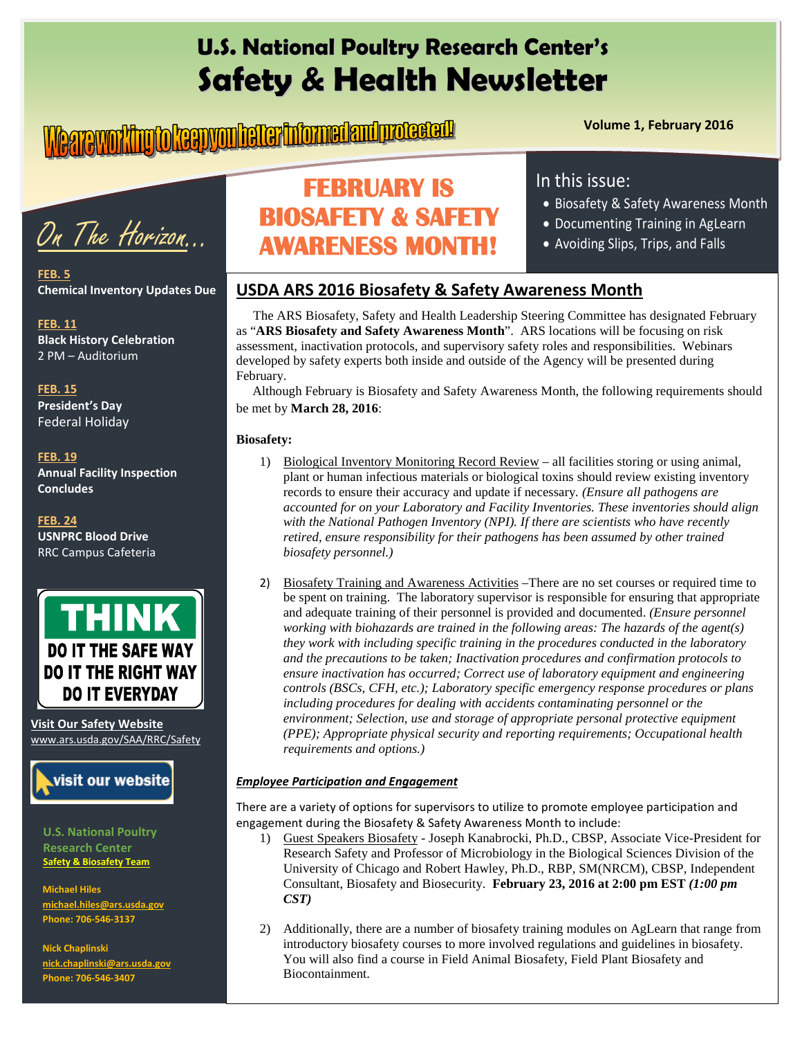# U.S. National Poultry Research Center's
# Safety & Health Newsletter

We are working to keep you better informed and protected!

**Volume 1, February 2016**

## FEBRUARY IS BIOSAFETY & SAFETY AWARENESS MONTH!

In this issue:

- Biosafety & Safety Awareness Month
- Documenting Training in AgLearn
- Avoiding Slips, Trips, and Falls

## On The Horizon...

**FEB. 5**
**Chemical Inventory Updates Due**

**FEB. 11**
**Black History Celebration**
2 PM – Auditorium

**FEB. 15**
**President's Day**
Federal Holiday

**FEB. 19**
**Annual Facility Inspection Concludes**

**FEB. 24**
**USNPRC Blood Drive**
RRC Campus Cafeteria

THINK
DO IT THE SAFE WAY
DO IT THE RIGHT WAY
DO IT EVERYDAY

**Visit Our Safety Website**
www.ars.usda.gov/SAA/RRC/Safety

visit our website

**U.S. National Poultry Research Center**
**Safety & Biosafety Team**

**Michael Hiles**
**michael.hiles@ars.usda.gov**
**Phone: 706-546-3137**

**Nick Chaplinski**
**nick.chaplinski@ars.usda.gov**
**Phone: 706-546-3407**

## USDA ARS 2016 Biosafety & Safety Awareness Month

The ARS Biosafety, Safety and Health Leadership Steering Committee has designated February as "**ARS Biosafety and Safety Awareness Month**". ARS locations will be focusing on risk assessment, inactivation protocols, and supervisory safety roles and responsibilities. Webinars developed by safety experts both inside and outside of the Agency will be presented during February.

Although February is Biosafety and Safety Awareness Month, the following requirements should be met by **March 28, 2016**:

**Biosafety:**

1) Biological Inventory Monitoring Record Review – all facilities storing or using animal, plant or human infectious materials or biological toxins should review existing inventory records to ensure their accuracy and update if necessary. *(Ensure all pathogens are accounted for on your Laboratory and Facility Inventories. These inventories should align with the National Pathogen Inventory (NPI). If there are scientists who have recently retired, ensure responsibility for their pathogens has been assumed by other trained biosafety personnel.)*

2) Biosafety Training and Awareness Activities –There are no set courses or required time to be spent on training. The laboratory supervisor is responsible for ensuring that appropriate and adequate training of their personnel is provided and documented. *(Ensure personnel working with biohazards are trained in the following areas: The hazards of the agent(s) they work with including specific training in the procedures conducted in the laboratory and the precautions to be taken; Inactivation procedures and confirmation protocols to ensure inactivation has occurred; Correct use of laboratory equipment and engineering controls (BSCs, CFH, etc.); Laboratory specific emergency response procedures or plans including procedures for dealing with accidents contaminating personnel or the environment; Selection, use and storage of appropriate personal protective equipment (PPE); Appropriate physical security and reporting requirements; Occupational health requirements and options.)*

***Employee Participation and Engagement***

There are a variety of options for supervisors to utilize to promote employee participation and engagement during the Biosafety & Safety Awareness Month to include:

1) Guest Speakers Biosafety - Joseph Kanabrocki, Ph.D., CBSP, Associate Vice-President for Research Safety and Professor of Microbiology in the Biological Sciences Division of the University of Chicago and Robert Hawley, Ph.D., RBP, SM(NRCM), CBSP, Independent Consultant, Biosafety and Biosecurity. **February 23, 2016 at 2:00 pm EST *(1:00 pm CST)***

2) Additionally, there are a number of biosafety training modules on AgLearn that range from introductory biosafety courses to more involved regulations and guidelines in biosafety. You will also find a course in Field Animal Biosafety, Field Plant Biosafety and Biocontainment.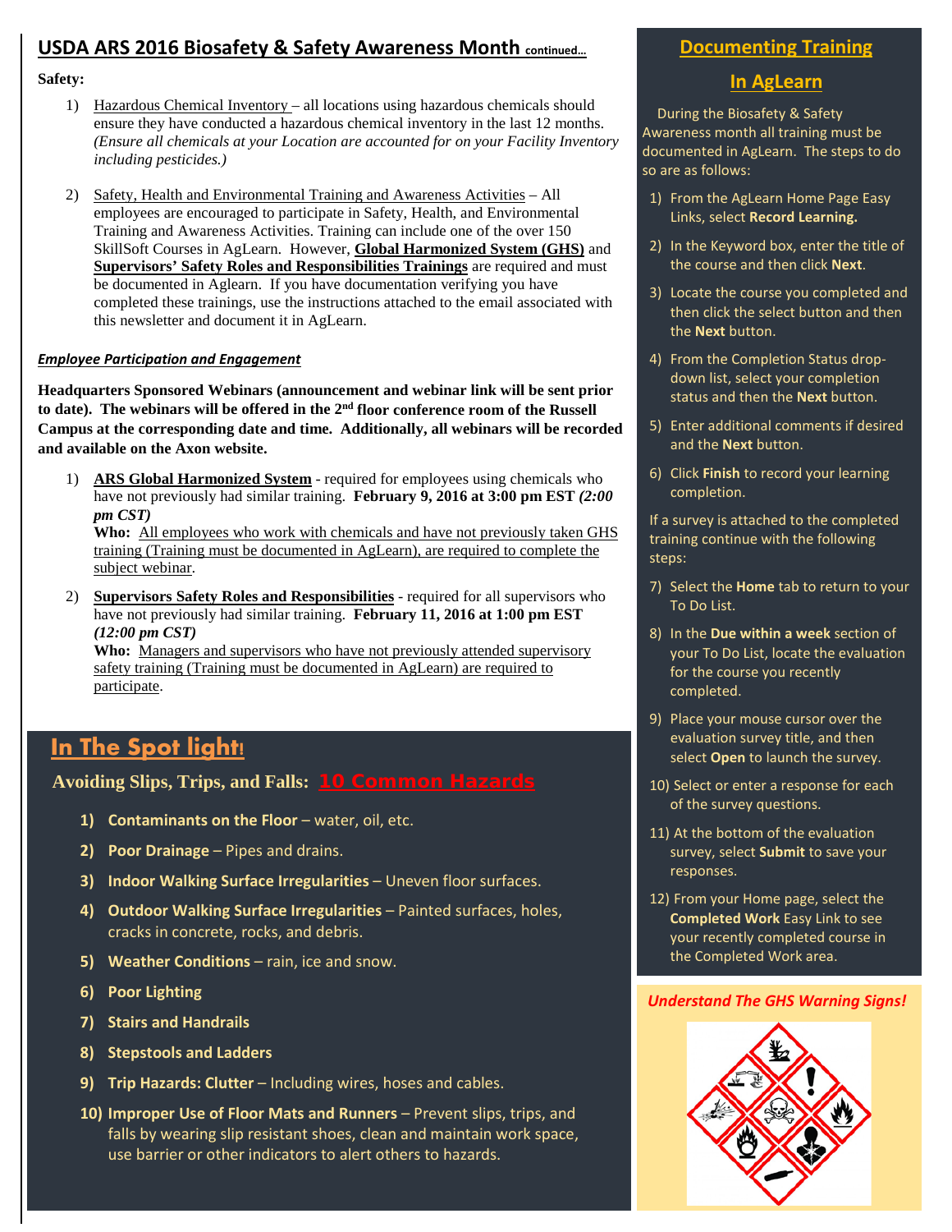## USDA ARS 2016 Biosafety & Safety Awareness Month continued…

**Safety:**

1) Hazardous Chemical Inventory – all locations using hazardous chemicals should ensure they have conducted a hazardous chemical inventory in the last 12 months. *(Ensure all chemicals at your Location are accounted for on your Facility Inventory including pesticides.)*

2) Safety, Health and Environmental Training and Awareness Activities – All employees are encouraged to participate in Safety, Health, and Environmental Training and Awareness Activities. Training can include one of the over 150 SkillSoft Courses in AgLearn. However, **Global Harmonized System (GHS)** and **Supervisors' Safety Roles and Responsibilities Trainings** are required and must be documented in Aglearn. If you have documentation verifying you have completed these trainings, use the instructions attached to the email associated with this newsletter and document it in AgLearn.

***Employee Participation and Engagement***

**Headquarters Sponsored Webinars (announcement and webinar link will be sent prior to date). The webinars will be offered in the 2nd floor conference room of the Russell Campus at the corresponding date and time. Additionally, all webinars will be recorded and available on the Axon website.**

1) **ARS Global Harmonized System** - required for employees using chemicals who have not previously had similar training. **February 9, 2016 at 3:00 pm EST *(2:00 pm CST)***
   **Who:** All employees who work with chemicals and have not previously taken GHS training (Training must be documented in AgLearn), are required to complete the subject webinar.

2) **Supervisors Safety Roles and Responsibilities** - required for all supervisors who have not previously had similar training. **February 11, 2016 at 1:00 pm EST *(12:00 pm CST)***
   **Who:** Managers and supervisors who have not previously attended supervisory safety training (Training must be documented in AgLearn) are required to participate.

## In The Spot light!

### Avoiding Slips, Trips, and Falls: 10 Common Hazards

1) **Contaminants on the Floor** – water, oil, etc.
2) **Poor Drainage** – Pipes and drains.
3) **Indoor Walking Surface Irregularities** – Uneven floor surfaces.
4) **Outdoor Walking Surface Irregularities** – Painted surfaces, holes, cracks in concrete, rocks, and debris.
5) **Weather Conditions** – rain, ice and snow.
6) **Poor Lighting**
7) **Stairs and Handrails**
8) **Stepstools and Ladders**
9) **Trip Hazards: Clutter** – Including wires, hoses and cables.
10) **Improper Use of Floor Mats and Runners** – Prevent slips, trips, and falls by wearing slip resistant shoes, clean and maintain work space, use barrier or other indicators to alert others to hazards.

## Documenting Training In AgLearn

During the Biosafety & Safety Awareness month all training must be documented in AgLearn. The steps to do so are as follows:

1) From the AgLearn Home Page Easy Links, select **Record Learning.**
2) In the Keyword box, enter the title of the course and then click **Next**.
3) Locate the course you completed and then click the select button and then the **Next** button.
4) From the Completion Status drop-down list, select your completion status and then the **Next** button.
5) Enter additional comments if desired and the **Next** button.
6) Click **Finish** to record your learning completion.

If a survey is attached to the completed training continue with the following steps:

7) Select the **Home** tab to return to your To Do List.
8) In the **Due within a week** section of your To Do List, locate the evaluation for the course you recently completed.
9) Place your mouse cursor over the evaluation survey title, and then select **Open** to launch the survey.
10) Select or enter a response for each of the survey questions.
11) At the bottom of the evaluation survey, select **Submit** to save your responses.
12) From your Home page, select the **Completed Work** Easy Link to see your recently completed course in the Completed Work area.

***Understand The GHS Warning Signs!***